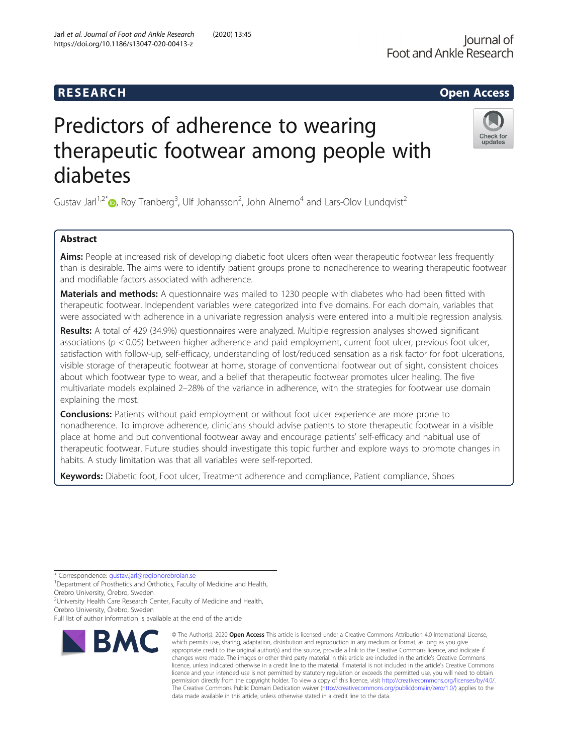RESEARCH

Open Access

# Predictors of adherence to wearing therapeutic footwear among people with diabetes

Gustav Jarl[1,2*], Roy Tranberg[3], Ulf Johansson[2], John Alnemo[4] and Lars-Olov Lundqvist[2]

## Abstract

**Aims:** People at increased risk of developing diabetic foot ulcers often wear therapeutic footwear less frequently than is desirable. The aims were to identify patient groups prone to nonadherence to wearing therapeutic footwear and modifiable factors associated with adherence.

**Materials and methods:** A questionnaire was mailed to 1230 people with diabetes who had been fitted with therapeutic footwear. Independent variables were categorized into five domains. For each domain, variables that were associated with adherence in a univariate regression analysis were entered into a multiple regression analysis.

**Results:** A total of 429 (34.9%) questionnaires were analyzed. Multiple regression analyses showed significant associations ($p < 0.05$) between higher adherence and paid employment, current foot ulcer, previous foot ulcer, satisfaction with follow-up, self-efficacy, understanding of lost/reduced sensation as a risk factor for foot ulcerations, visible storage of therapeutic footwear at home, storage of conventional footwear out of sight, consistent choices about which footwear type to wear, and a belief that therapeutic footwear promotes ulcer healing. The five multivariate models explained 2–28% of the variance in adherence, with the strategies for footwear use domain explaining the most.

**Conclusions:** Patients without paid employment or without foot ulcer experience are more prone to nonadherence. To improve adherence, clinicians should advise patients to store therapeutic footwear in a visible place at home and put conventional footwear away and encourage patients' self-efficacy and habitual use of therapeutic footwear. Future studies should investigate this topic further and explore ways to promote changes in habits. A study limitation was that all variables were self-reported.

**Keywords:** Diabetic foot, Foot ulcer, Treatment adherence and compliance, Patient compliance, Shoes

\* Correspondence: gustav.jarl@regionorebrolan.se

[1]Department of Prosthetics and Orthotics, Faculty of Medicine and Health, Örebro University, Örebro, Sweden

[2]University Health Care Research Center, Faculty of Medicine and Health, Örebro University, Örebro, Sweden

Full list of author information is available at the end of the article

© The Author(s). 2020 **Open Access** This article is licensed under a Creative Commons Attribution 4.0 International License, which permits use, sharing, adaptation, distribution and reproduction in any medium or format, as long as you give appropriate credit to the original author(s) and the source, provide a link to the Creative Commons licence, and indicate if changes were made. The images or other third party material in this article are included in the article's Creative Commons licence, unless indicated otherwise in a credit line to the material. If material is not included in the article's Creative Commons licence and your intended use is not permitted by statutory regulation or exceeds the permitted use, you will need to obtain permission directly from the copyright holder. To view a copy of this licence, visit http://creativecommons.org/licenses/by/4.0/. The Creative Commons Public Domain Dedication waiver (http://creativecommons.org/publicdomain/zero/1.0/) applies to the data made available in this article, unless otherwise stated in a credit line to the data.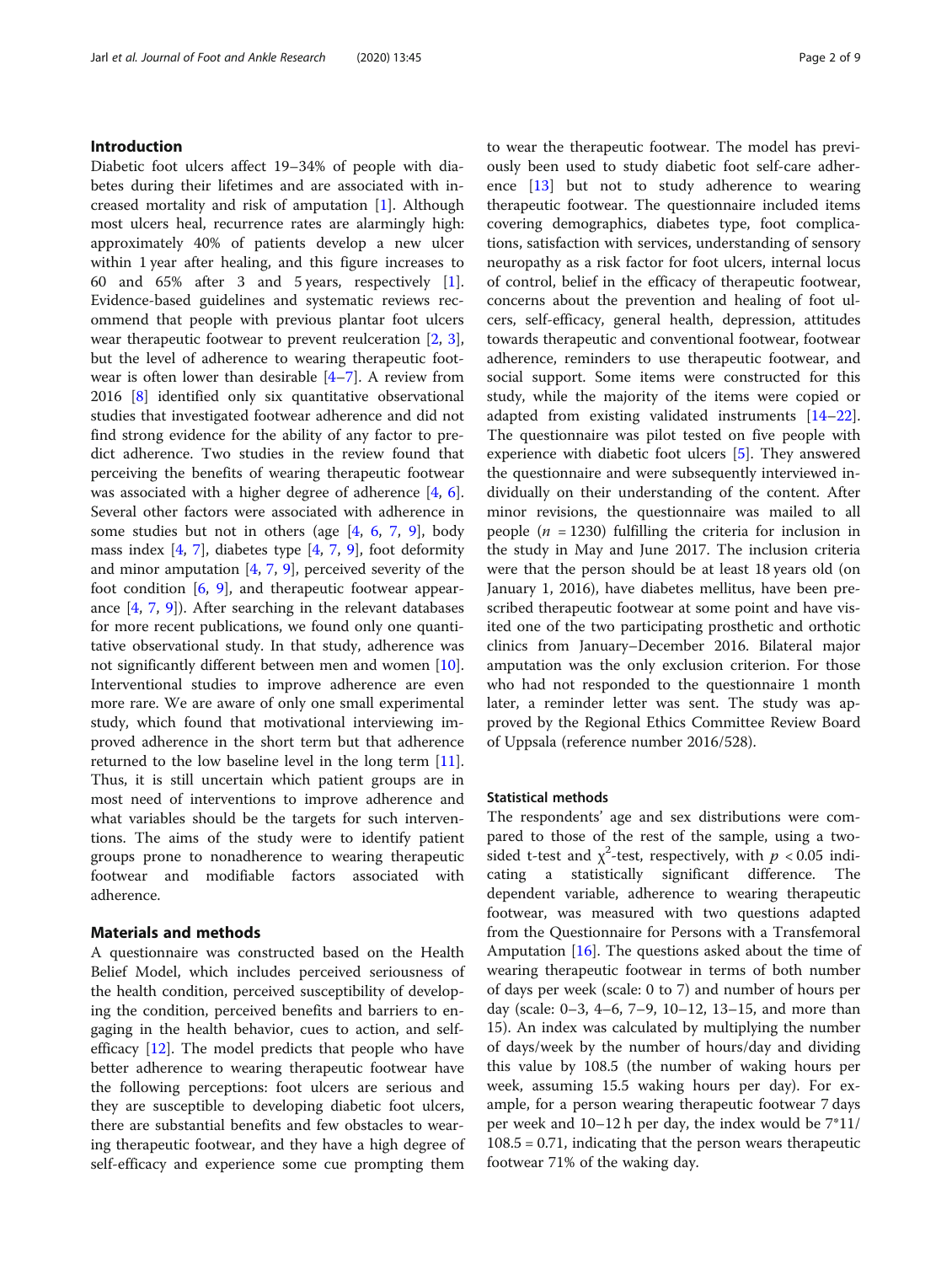## Introduction

Diabetic foot ulcers affect 19–34% of people with diabetes during their lifetimes and are associated with increased mortality and risk of amputation [1]. Although most ulcers heal, recurrence rates are alarmingly high: approximately 40% of patients develop a new ulcer within 1 year after healing, and this figure increases to 60 and 65% after 3 and 5 years, respectively [1]. Evidence-based guidelines and systematic reviews recommend that people with previous plantar foot ulcers wear therapeutic footwear to prevent reulceration [2, 3], but the level of adherence to wearing therapeutic footwear is often lower than desirable [4–7]. A review from 2016 [8] identified only six quantitative observational studies that investigated footwear adherence and did not find strong evidence for the ability of any factor to predict adherence. Two studies in the review found that perceiving the benefits of wearing therapeutic footwear was associated with a higher degree of adherence [4, 6]. Several other factors were associated with adherence in some studies but not in others (age [4, 6, 7, 9], body mass index [4, 7], diabetes type [4, 7, 9], foot deformity and minor amputation [4, 7, 9], perceived severity of the foot condition [6, 9], and therapeutic footwear appearance [4, 7, 9]). After searching in the relevant databases for more recent publications, we found only one quantitative observational study. In that study, adherence was not significantly different between men and women [10]. Interventional studies to improve adherence are even more rare. We are aware of only one small experimental study, which found that motivational interviewing improved adherence in the short term but that adherence returned to the low baseline level in the long term [11]. Thus, it is still uncertain which patient groups are in most need of interventions to improve adherence and what variables should be the targets for such interventions. The aims of the study were to identify patient groups prone to nonadherence to wearing therapeutic footwear and modifiable factors associated with adherence.

## Materials and methods

A questionnaire was constructed based on the Health Belief Model, which includes perceived seriousness of the health condition, perceived susceptibility of developing the condition, perceived benefits and barriers to engaging in the health behavior, cues to action, and self-efficacy [12]. The model predicts that people who have better adherence to wearing therapeutic footwear have the following perceptions: foot ulcers are serious and they are susceptible to developing diabetic foot ulcers, there are substantial benefits and few obstacles to wearing therapeutic footwear, and they have a high degree of self-efficacy and experience some cue prompting them to wear the therapeutic footwear. The model has previously been used to study diabetic foot self-care adherence [13] but not to study adherence to wearing therapeutic footwear. The questionnaire included items covering demographics, diabetes type, foot complications, satisfaction with services, understanding of sensory neuropathy as a risk factor for foot ulcers, internal locus of control, belief in the efficacy of therapeutic footwear, concerns about the prevention and healing of foot ulcers, self-efficacy, general health, depression, attitudes towards therapeutic and conventional footwear, footwear adherence, reminders to use therapeutic footwear, and social support. Some items were constructed for this study, while the majority of the items were copied or adapted from existing validated instruments [14–22]. The questionnaire was pilot tested on five people with experience with diabetic foot ulcers [5]. They answered the questionnaire and were subsequently interviewed individually on their understanding of the content. After minor revisions, the questionnaire was mailed to all people ($n$ = 1230) fulfilling the criteria for inclusion in the study in May and June 2017. The inclusion criteria were that the person should be at least 18 years old (on January 1, 2016), have diabetes mellitus, have been prescribed therapeutic footwear at some point and have visited one of the two participating prosthetic and orthotic clinics from January–December 2016. Bilateral major amputation was the only exclusion criterion. For those who had not responded to the questionnaire 1 month later, a reminder letter was sent. The study was approved by the Regional Ethics Committee Review Board of Uppsala (reference number 2016/528).

### Statistical methods

The respondents' age and sex distributions were compared to those of the rest of the sample, using a two-sided t-test and $\chi^2$-test, respectively, with $p < 0.05$ indicating a statistically significant difference. The dependent variable, adherence to wearing therapeutic footwear, was measured with two questions adapted from the Questionnaire for Persons with a Transfemoral Amputation [16]. The questions asked about the time of wearing therapeutic footwear in terms of both number of days per week (scale: 0 to 7) and number of hours per day (scale: 0–3, 4–6, 7–9, 10–12, 13–15, and more than 15). An index was calculated by multiplying the number of days/week by the number of hours/day and dividing this value by 108.5 (the number of waking hours per week, assuming 15.5 waking hours per day). For example, for a person wearing therapeutic footwear 7 days per week and 10–12 h per day, the index would be 7*11/108.5 = 0.71, indicating that the person wears therapeutic footwear 71% of the waking day.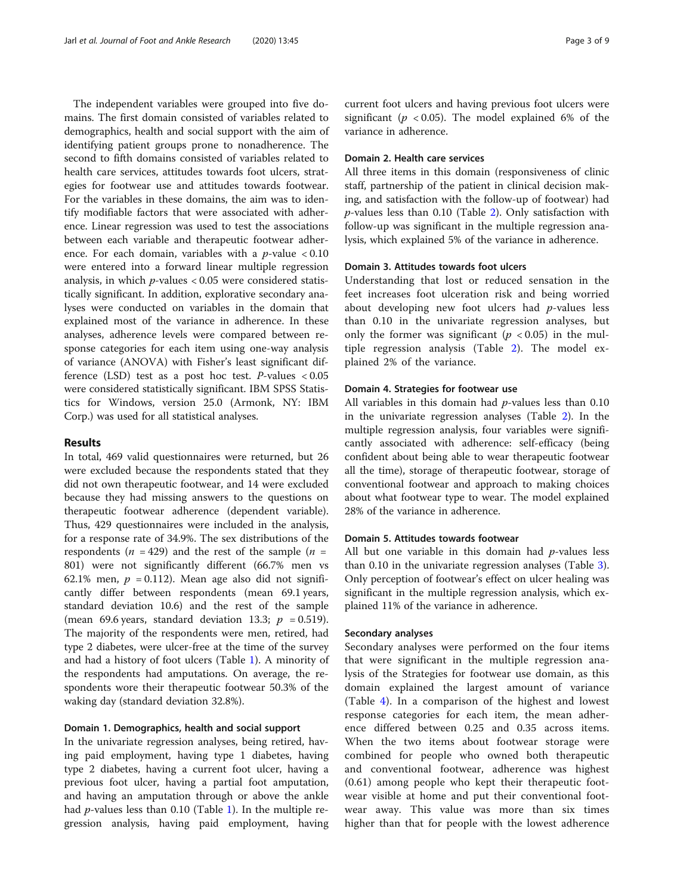The independent variables were grouped into five domains. The first domain consisted of variables related to demographics, health and social support with the aim of identifying patient groups prone to nonadherence. The second to fifth domains consisted of variables related to health care services, attitudes towards foot ulcers, strategies for footwear use and attitudes towards footwear. For the variables in these domains, the aim was to identify modifiable factors that were associated with adherence. Linear regression was used to test the associations between each variable and therapeutic footwear adherence. For each domain, variables with a $p$-value $< 0.10$ were entered into a forward linear multiple regression analysis, in which $p$-values $< 0.05$ were considered statistically significant. In addition, explorative secondary analyses were conducted on variables in the domain that explained most of the variance in adherence. In these analyses, adherence levels were compared between response categories for each item using one-way analysis of variance (ANOVA) with Fisher's least significant difference (LSD) test as a post hoc test. $P$-values $< 0.05$ were considered statistically significant. IBM SPSS Statistics for Windows, version 25.0 (Armonk, NY: IBM Corp.) was used for all statistical analyses.

## Results

In total, 469 valid questionnaires were returned, but 26 were excluded because the respondents stated that they did not own therapeutic footwear, and 14 were excluded because they had missing answers to the questions on therapeutic footwear adherence (dependent variable). Thus, 429 questionnaires were included in the analysis, for a response rate of 34.9%. The sex distributions of the respondents ($n = 429$) and the rest of the sample ($n = 801$) were not significantly different (66.7% men vs 62.1% men, $p = 0.112$). Mean age also did not significantly differ between respondents (mean 69.1 years, standard deviation 10.6) and the rest of the sample (mean 69.6 years, standard deviation 13.3; $p = 0.519$). The majority of the respondents were men, retired, had type 2 diabetes, were ulcer-free at the time of the survey and had a history of foot ulcers (Table 1). A minority of the respondents had amputations. On average, the respondents wore their therapeutic footwear 50.3% of the waking day (standard deviation 32.8%).

### Domain 1. Demographics, health and social support

In the univariate regression analyses, being retired, having paid employment, having type 1 diabetes, having type 2 diabetes, having a current foot ulcer, having a previous foot ulcer, having a partial foot amputation, and having an amputation through or above the ankle had $p$-values less than 0.10 (Table 1). In the multiple regression analysis, having paid employment, having current foot ulcers and having previous foot ulcers were significant ($p < 0.05$). The model explained 6% of the variance in adherence.

### Domain 2. Health care services

All three items in this domain (responsiveness of clinic staff, partnership of the patient in clinical decision making, and satisfaction with the follow-up of footwear) had $p$-values less than 0.10 (Table 2). Only satisfaction with follow-up was significant in the multiple regression analysis, which explained 5% of the variance in adherence.

### Domain 3. Attitudes towards foot ulcers

Understanding that lost or reduced sensation in the feet increases foot ulceration risk and being worried about developing new foot ulcers had $p$-values less than 0.10 in the univariate regression analyses, but only the former was significant ($p < 0.05$) in the multiple regression analysis (Table 2). The model explained 2% of the variance.

### Domain 4. Strategies for footwear use

All variables in this domain had $p$-values less than 0.10 in the univariate regression analyses (Table 2). In the multiple regression analysis, four variables were significantly associated with adherence: self-efficacy (being confident about being able to wear therapeutic footwear all the time), storage of therapeutic footwear, storage of conventional footwear and approach to making choices about what footwear type to wear. The model explained 28% of the variance in adherence.

### Domain 5. Attitudes towards footwear

All but one variable in this domain had $p$-values less than 0.10 in the univariate regression analyses (Table 3). Only perception of footwear's effect on ulcer healing was significant in the multiple regression analysis, which explained 11% of the variance in adherence.

### Secondary analyses

Secondary analyses were performed on the four items that were significant in the multiple regression analysis of the Strategies for footwear use domain, as this domain explained the largest amount of variance (Table 4). In a comparison of the highest and lowest response categories for each item, the mean adherence differed between 0.25 and 0.35 across items. When the two items about footwear storage were combined for people who owned both therapeutic and conventional footwear, adherence was highest (0.61) among people who kept their therapeutic footwear visible at home and put their conventional footwear away. This value was more than six times higher than that for people with the lowest adherence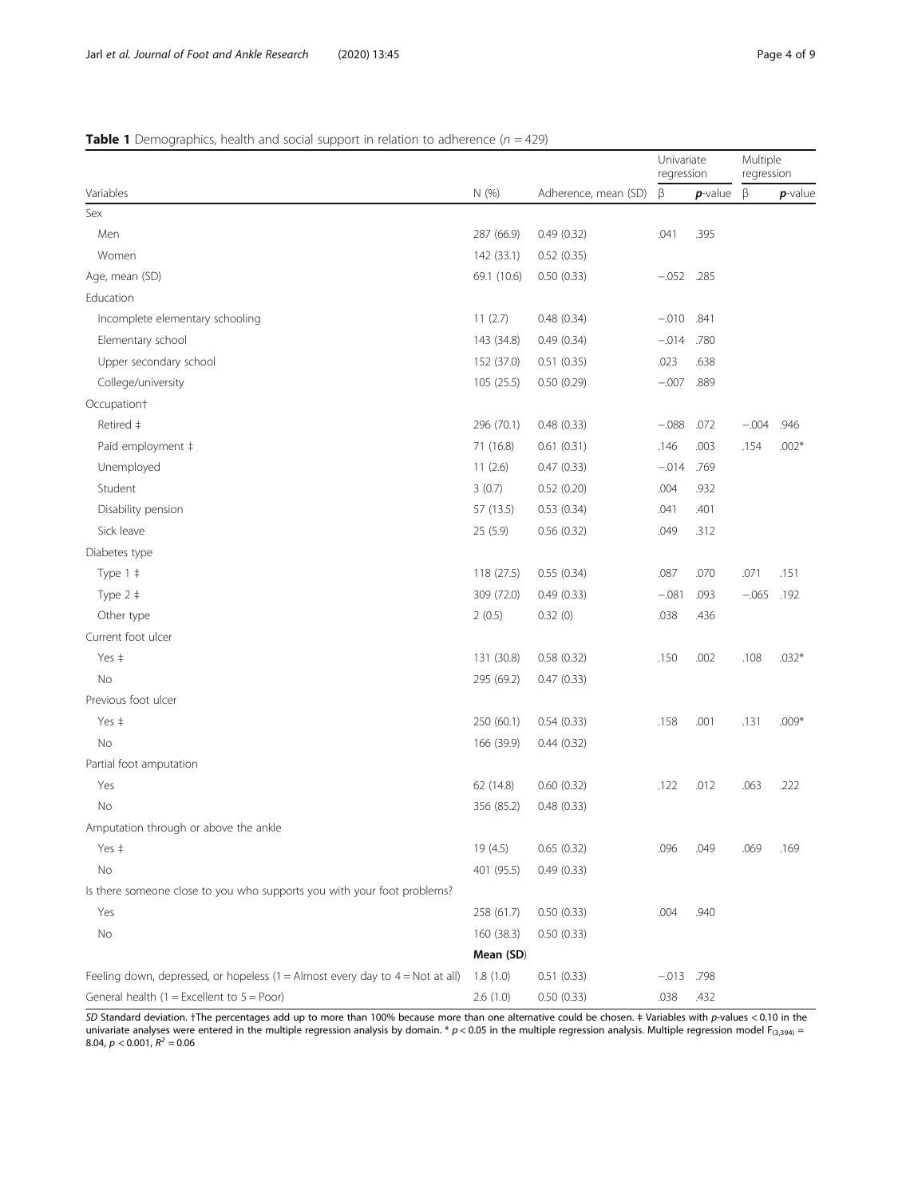**Table 1** Demographics, health and social support in relation to adherence ($n = 429$)

| Variables | N (%) | Adherence, mean (SD) | Univariate regression | | Multiple regression | |
|---|---|---|---|---|---|---|
| | | | β | *p*-value | β | *p*-value |
| Sex | | | | | | |
| Men | 287 (66.9) | 0.49 (0.32) | .041 | .395 | | |
| Women | 142 (33.1) | 0.52 (0.35) | | | | |
| Age, mean (SD) | 69.1 (10.6) | 0.50 (0.33) | −.052 | .285 | | |
| Education | | | | | | |
| Incomplete elementary schooling | 11 (2.7) | 0.48 (0.34) | −.010 | .841 | | |
| Elementary school | 143 (34.8) | 0.49 (0.34) | −.014 | .780 | | |
| Upper secondary school | 152 (37.0) | 0.51 (0.35) | .023 | .638 | | |
| College/university | 105 (25.5) | 0.50 (0.29) | −.007 | .889 | | |
| Occupation† | | | | | | |
| Retired ‡ | 296 (70.1) | 0.48 (0.33) | −.088 | .072 | −.004 | .946 |
| Paid employment ‡ | 71 (16.8) | 0.61 (0.31) | .146 | .003 | .154 | .002* |
| Unemployed | 11 (2.6) | 0.47 (0.33) | −.014 | .769 | | |
| Student | 3 (0.7) | 0.52 (0.20) | .004 | .932 | | |
| Disability pension | 57 (13.5) | 0.53 (0.34) | .041 | .401 | | |
| Sick leave | 25 (5.9) | 0.56 (0.32) | .049 | .312 | | |
| Diabetes type | | | | | | |
| Type 1 ‡ | 118 (27.5) | 0.55 (0.34) | .087 | .070 | .071 | .151 |
| Type 2 ‡ | 309 (72.0) | 0.49 (0.33) | −.081 | .093 | −.065 | .192 |
| Other type | 2 (0.5) | 0.32 (0) | .038 | .436 | | |
| Current foot ulcer | | | | | | |
| Yes ‡ | 131 (30.8) | 0.58 (0.32) | .150 | .002 | .108 | .032* |
| No | 295 (69.2) | 0.47 (0.33) | | | | |
| Previous foot ulcer | | | | | | |
| Yes ‡ | 250 (60.1) | 0.54 (0.33) | .158 | .001 | .131 | .009* |
| No | 166 (39.9) | 0.44 (0.32) | | | | |
| Partial foot amputation | | | | | | |
| Yes | 62 (14.8) | 0.60 (0.32) | .122 | .012 | .063 | .222 |
| No | 356 (85.2) | 0.48 (0.33) | | | | |
| Amputation through or above the ankle | | | | | | |
| Yes ‡ | 19 (4.5) | 0.65 (0.32) | .096 | .049 | .069 | .169 |
| No | 401 (95.5) | 0.49 (0.33) | | | | |
| Is there someone close to you who supports you with your foot problems? | | | | | | |
| Yes | 258 (61.7) | 0.50 (0.33) | .004 | .940 | | |
| No | 160 (38.3) | 0.50 (0.33) | | | | |
| | **Mean (SD)** | | | | | |
| Feeling down, depressed, or hopeless (1 = Almost every day to 4 = Not at all) | 1.8 (1.0) | 0.51 (0.33) | −.013 | .798 | | |
| General health (1 = Excellent to 5 = Poor) | 2.6 (1.0) | 0.50 (0.33) | .038 | .432 | | |

*SD* Standard deviation. †The percentages add up to more than 100% because more than one alternative could be chosen. ‡ Variables with *p*-values < 0.10 in the univariate analyses were entered in the multiple regression analysis by domain. * $p < 0.05$ in the multiple regression analysis. Multiple regression model $F_{(3,394)} = 8.04$, $p < 0.001$, $R^2 = 0.06$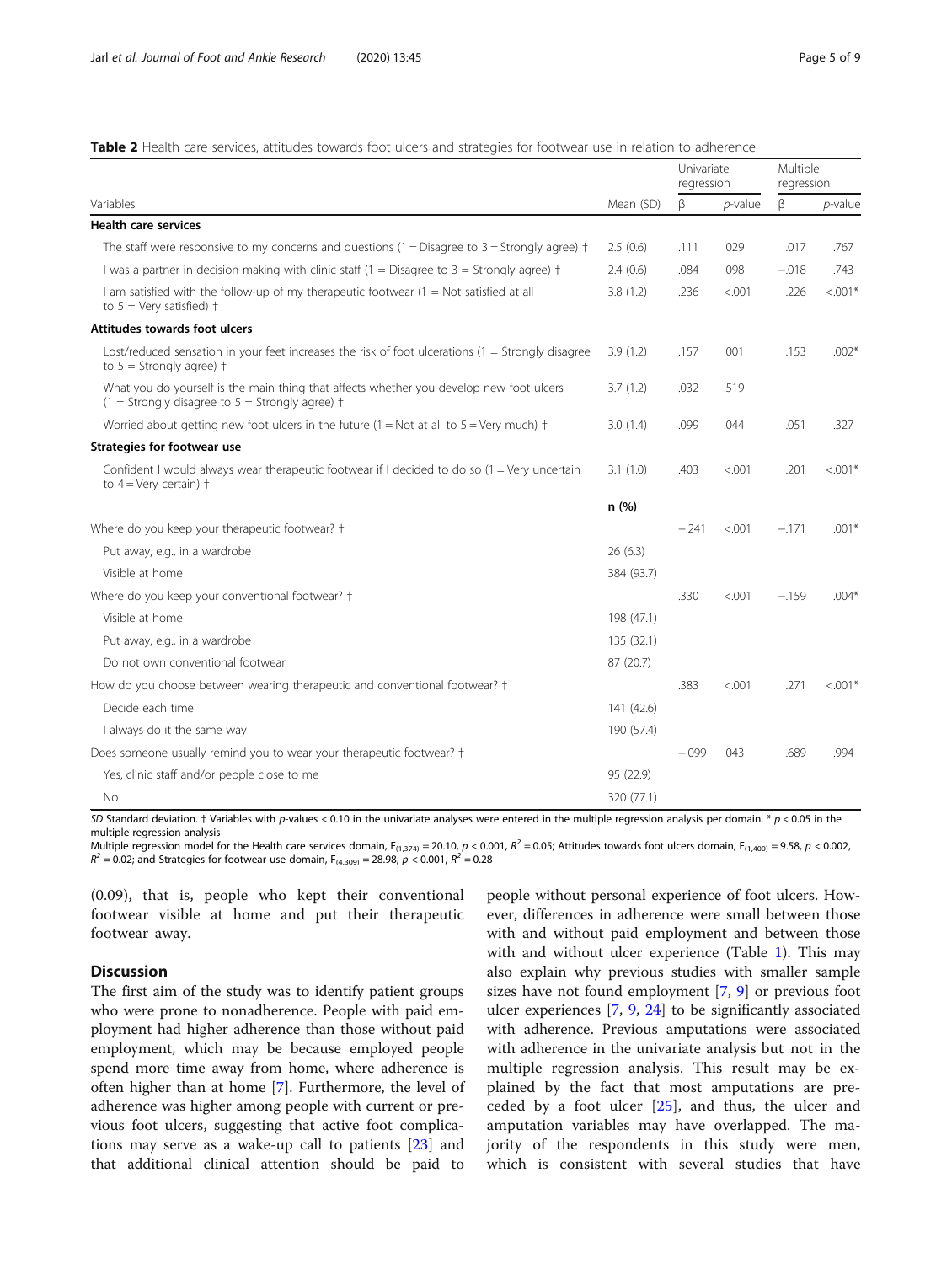**Table 2** Health care services, attitudes towards foot ulcers and strategies for footwear use in relation to adherence

| Variables | Mean (SD) | Univariate regression | | Multiple regression | |
|---|---|---|---|---|---|
| | | β | *p*-value | β | *p*-value |
| **Health care services** | | | | | |
| The staff were responsive to my concerns and questions (1 = Disagree to 3 = Strongly agree) † | 2.5 (0.6) | .111 | .029 | .017 | .767 |
| I was a partner in decision making with clinic staff (1 = Disagree to 3 = Strongly agree) † | 2.4 (0.6) | .084 | .098 | −.018 | .743 |
| I am satisfied with the follow-up of my therapeutic footwear (1 = Not satisfied at all to 5 = Very satisfied) † | 3.8 (1.2) | .236 | <.001 | .226 | <.001* |
| **Attitudes towards foot ulcers** | | | | | |
| Lost/reduced sensation in your feet increases the risk of foot ulcerations (1 = Strongly disagree to 5 = Strongly agree) † | 3.9 (1.2) | .157 | .001 | .153 | .002* |
| What you do yourself is the main thing that affects whether you develop new foot ulcers (1 = Strongly disagree to 5 = Strongly agree) † | 3.7 (1.2) | .032 | .519 | | |
| Worried about getting new foot ulcers in the future (1 = Not at all to 5 = Very much) † | 3.0 (1.4) | .099 | .044 | .051 | .327 |
| **Strategies for footwear use** | | | | | |
| Confident I would always wear therapeutic footwear if I decided to do so (1 = Very uncertain to 4 = Very certain) † | 3.1 (1.0) | .403 | <.001 | .201 | <.001* |
| | **n (%)** | | | | |
| Where do you keep your therapeutic footwear? † | | −.241 | <.001 | −.171 | .001* |
| Put away, e.g., in a wardrobe | 26 (6.3) | | | | |
| Visible at home | 384 (93.7) | | | | |
| Where do you keep your conventional footwear? † | | .330 | <.001 | −.159 | .004* |
| Visible at home | 198 (47.1) | | | | |
| Put away, e.g., in a wardrobe | 135 (32.1) | | | | |
| Do not own conventional footwear | 87 (20.7) | | | | |
| How do you choose between wearing therapeutic and conventional footwear? † | | .383 | <.001 | .271 | <.001* |
| Decide each time | 141 (42.6) | | | | |
| I always do it the same way | 190 (57.4) | | | | |
| Does someone usually remind you to wear your therapeutic footwear? † | | −.099 | .043 | .689 | .994 |
| Yes, clinic staff and/or people close to me | 95 (22.9) | | | | |
| No | 320 (77.1) | | | | |

*SD* Standard deviation. † Variables with *p*-values < 0.10 in the univariate analyses were entered in the multiple regression analysis per domain. * $p < 0.05$ in the multiple regression analysis

Multiple regression model for the Health care services domain, $F_{(1,374)} = 20.10$, $p < 0.001$, $R^2 = 0.05$; Attitudes towards foot ulcers domain, $F_{(1,400)} = 9.58$, $p < 0.002$, $R^2 = 0.02$; and Strategies for footwear use domain, $F_{(4,309)} = 28.98$, $p < 0.001$, $R^2 = 0.28$

(0.09), that is, people who kept their conventional footwear visible at home and put their therapeutic footwear away.

## Discussion

The first aim of the study was to identify patient groups who were prone to nonadherence. People with paid employment had higher adherence than those without paid employment, which may be because employed people spend more time away from home, where adherence is often higher than at home [7]. Furthermore, the level of adherence was higher among people with current or previous foot ulcers, suggesting that active foot complications may serve as a wake-up call to patients [23] and that additional clinical attention should be paid to people without personal experience of foot ulcers. However, differences in adherence were small between those with and without paid employment and between those with and without ulcer experience (Table 1). This may also explain why previous studies with smaller sample sizes have not found employment [7, 9] or previous foot ulcer experiences [7, 9, 24] to be significantly associated with adherence. Previous amputations were associated with adherence in the univariate analysis but not in the multiple regression analysis. This result may be explained by the fact that most amputations are preceded by a foot ulcer [25], and thus, the ulcer and amputation variables may have overlapped. The majority of the respondents in this study were men, which is consistent with several studies that have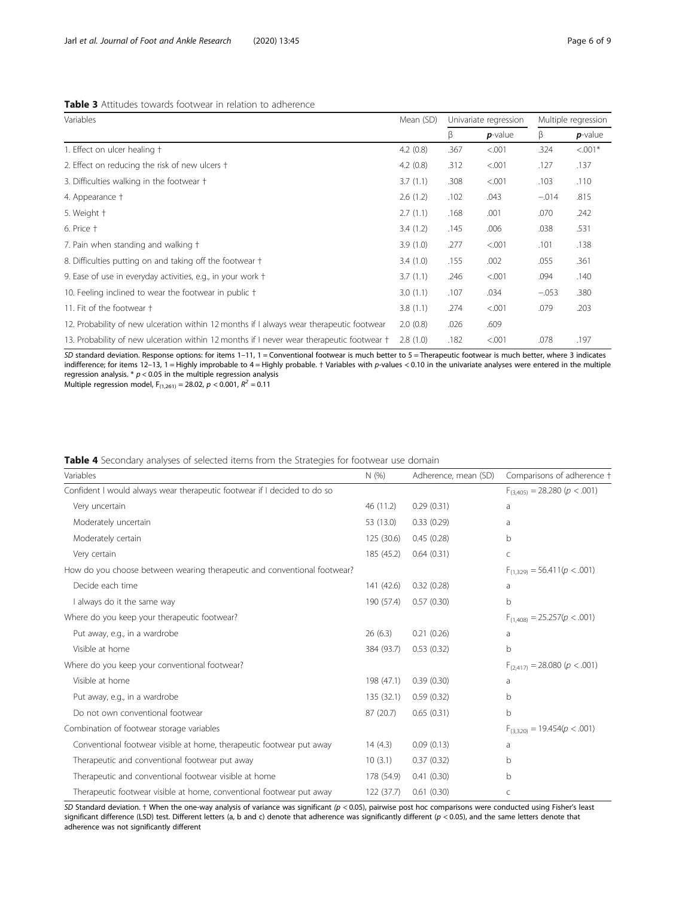**Table 3** Attitudes towards footwear in relation to adherence

| Variables | Mean (SD) | Univariate regression | | Multiple regression | |
|---|---|---|---|---|---|
| | | β | ***p*-value** | β | ***p*-value** |
| 1. Effect on ulcer healing † | 4.2 (0.8) | .367 | <.001 | .324 | <.001* |
| 2. Effect on reducing the risk of new ulcers † | 4.2 (0.8) | .312 | <.001 | .127 | .137 |
| 3. Difficulties walking in the footwear † | 3.7 (1.1) | .308 | <.001 | .103 | .110 |
| 4. Appearance † | 2.6 (1.2) | .102 | .043 | −.014 | .815 |
| 5. Weight † | 2.7 (1.1) | .168 | .001 | .070 | .242 |
| 6. Price † | 3.4 (1.2) | .145 | .006 | .038 | .531 |
| 7. Pain when standing and walking † | 3.9 (1.0) | .277 | <.001 | .101 | .138 |
| 8. Difficulties putting on and taking off the footwear † | 3.4 (1.0) | .155 | .002 | .055 | .361 |
| 9. Ease of use in everyday activities, e.g., in your work † | 3.7 (1.1) | .246 | <.001 | .094 | .140 |
| 10. Feeling inclined to wear the footwear in public † | 3.0 (1.1) | .107 | .034 | −.053 | .380 |
| 11. Fit of the footwear † | 3.8 (1.1) | .274 | <.001 | .079 | .203 |
| 12. Probability of new ulceration within 12 months if I always wear therapeutic footwear | 2.0 (0.8) | .026 | .609 | | |
| 13. Probability of new ulceration within 12 months if I never wear therapeutic footwear † | 2.8 (1.0) | .182 | <.001 | .078 | .197 |

*SD* standard deviation. Response options: for items 1–11, 1 = Conventional footwear is much better to 5 = Therapeutic footwear is much better, where 3 indicates indifference; for items 12–13, 1 = Highly improbable to 4 = Highly probable. † Variables with *p*-values < 0.10 in the univariate analyses were entered in the multiple regression analysis. * $p < 0.05$ in the multiple regression analysis
Multiple regression model, $F_{(1,261)} = 28.02$, $p < 0.001$, $R^2 = 0.11$

**Table 4** Secondary analyses of selected items from the Strategies for footwear use domain

| Variables | N (%) | Adherence, mean (SD) | Comparisons of adherence † |
|---|---|---|---|
| Confident I would always wear therapeutic footwear if I decided to do so | | | $F_{(3,405)} = 28.280$ ($p < .001$) |
| Very uncertain | 46 (11.2) | 0.29 (0.31) | a |
| Moderately uncertain | 53 (13.0) | 0.33 (0.29) | a |
| Moderately certain | 125 (30.6) | 0.45 (0.28) | b |
| Very certain | 185 (45.2) | 0.64 (0.31) | c |
| How do you choose between wearing therapeutic and conventional footwear? | | | $F_{(1,329)} = 56.411$ ($p < .001$) |
| Decide each time | 141 (42.6) | 0.32 (0.28) | a |
| I always do it the same way | 190 (57.4) | 0.57 (0.30) | b |
| Where do you keep your therapeutic footwear? | | | $F_{(1,408)} = 25.257$ ($p < .001$) |
| Put away, e.g., in a wardrobe | 26 (6.3) | 0.21 (0.26) | a |
| Visible at home | 384 (93.7) | 0.53 (0.32) | b |
| Where do you keep your conventional footwear? | | | $F_{(2,417)} = 28.080$ ($p < .001$) |
| Visible at home | 198 (47.1) | 0.39 (0.30) | a |
| Put away, e.g., in a wardrobe | 135 (32.1) | 0.59 (0.32) | b |
| Do not own conventional footwear | 87 (20.7) | 0.65 (0.31) | b |
| Combination of footwear storage variables | | | $F_{(3,320)} = 19.454$ ($p < .001$) |
| Conventional footwear visible at home, therapeutic footwear put away | 14 (4.3) | 0.09 (0.13) | a |
| Therapeutic and conventional footwear put away | 10 (3.1) | 0.37 (0.32) | b |
| Therapeutic and conventional footwear visible at home | 178 (54.9) | 0.41 (0.30) | b |
| Therapeutic footwear visible at home, conventional footwear put away | 122 (37.7) | 0.61 (0.30) | c |

*SD* Standard deviation. † When the one-way analysis of variance was significant ($p < 0.05$), pairwise post hoc comparisons were conducted using Fisher's least significant difference (LSD) test. Different letters (a, b and c) denote that adherence was significantly different ($p < 0.05$), and the same letters denote that adherence was not significantly different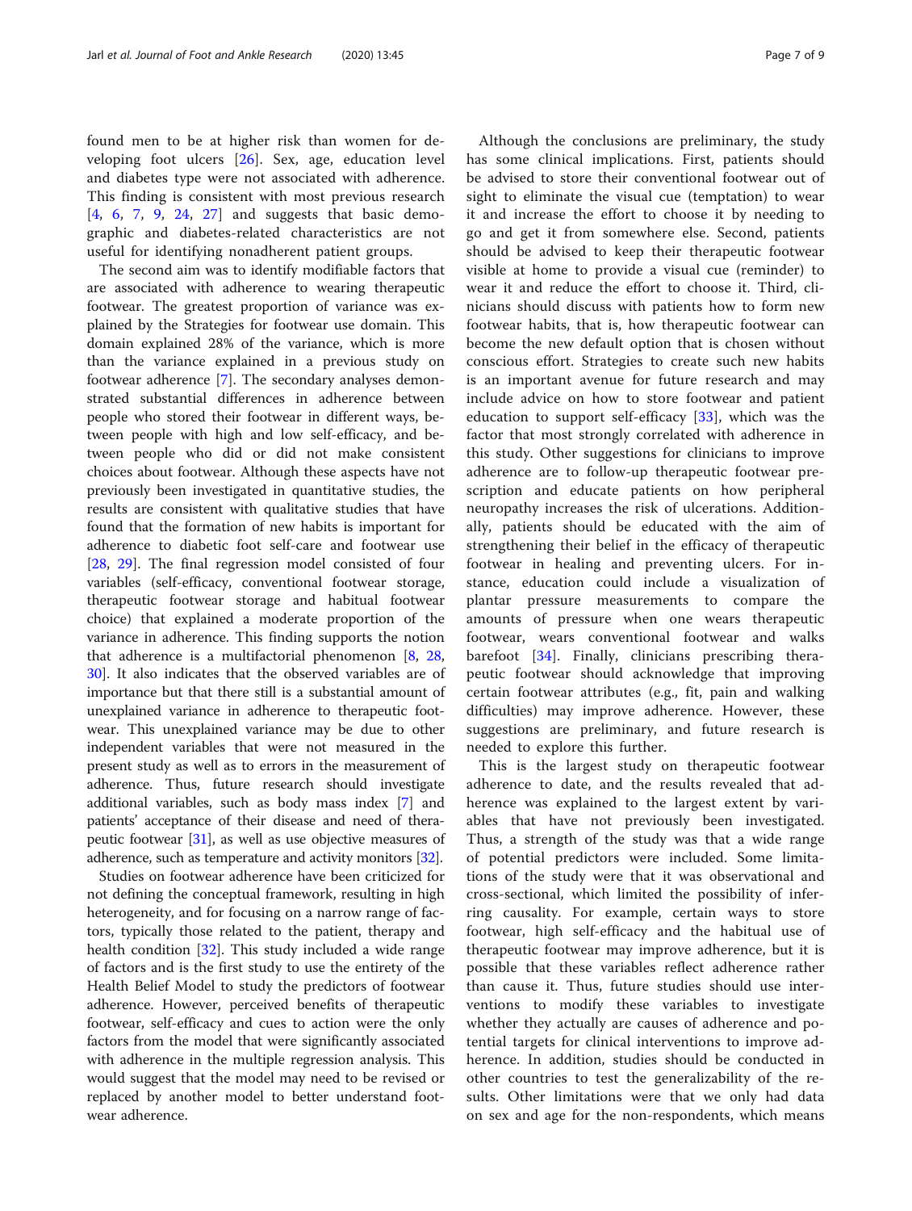found men to be at higher risk than women for developing foot ulcers [26]. Sex, age, education level and diabetes type were not associated with adherence. This finding is consistent with most previous research [4, 6, 7, 9, 24, 27] and suggests that basic demographic and diabetes-related characteristics are not useful for identifying nonadherent patient groups.

The second aim was to identify modifiable factors that are associated with adherence to wearing therapeutic footwear. The greatest proportion of variance was explained by the Strategies for footwear use domain. This domain explained 28% of the variance, which is more than the variance explained in a previous study on footwear adherence [7]. The secondary analyses demonstrated substantial differences in adherence between people who stored their footwear in different ways, between people with high and low self-efficacy, and between people who did or did not make consistent choices about footwear. Although these aspects have not previously been investigated in quantitative studies, the results are consistent with qualitative studies that have found that the formation of new habits is important for adherence to diabetic foot self-care and footwear use [28, 29]. The final regression model consisted of four variables (self-efficacy, conventional footwear storage, therapeutic footwear storage and habitual footwear choice) that explained a moderate proportion of the variance in adherence. This finding supports the notion that adherence is a multifactorial phenomenon [8, 28, 30]. It also indicates that the observed variables are of importance but that there still is a substantial amount of unexplained variance in adherence to therapeutic footwear. This unexplained variance may be due to other independent variables that were not measured in the present study as well as to errors in the measurement of adherence. Thus, future research should investigate additional variables, such as body mass index [7] and patients' acceptance of their disease and need of therapeutic footwear [31], as well as use objective measures of adherence, such as temperature and activity monitors [32].

Studies on footwear adherence have been criticized for not defining the conceptual framework, resulting in high heterogeneity, and for focusing on a narrow range of factors, typically those related to the patient, therapy and health condition [32]. This study included a wide range of factors and is the first study to use the entirety of the Health Belief Model to study the predictors of footwear adherence. However, perceived benefits of therapeutic footwear, self-efficacy and cues to action were the only factors from the model that were significantly associated with adherence in the multiple regression analysis. This would suggest that the model may need to be revised or replaced by another model to better understand footwear adherence.

Although the conclusions are preliminary, the study has some clinical implications. First, patients should be advised to store their conventional footwear out of sight to eliminate the visual cue (temptation) to wear it and increase the effort to choose it by needing to go and get it from somewhere else. Second, patients should be advised to keep their therapeutic footwear visible at home to provide a visual cue (reminder) to wear it and reduce the effort to choose it. Third, clinicians should discuss with patients how to form new footwear habits, that is, how therapeutic footwear can become the new default option that is chosen without conscious effort. Strategies to create such new habits is an important avenue for future research and may include advice on how to store footwear and patient education to support self-efficacy [33], which was the factor that most strongly correlated with adherence in this study. Other suggestions for clinicians to improve adherence are to follow-up therapeutic footwear prescription and educate patients on how peripheral neuropathy increases the risk of ulcerations. Additionally, patients should be educated with the aim of strengthening their belief in the efficacy of therapeutic footwear in healing and preventing ulcers. For instance, education could include a visualization of plantar pressure measurements to compare the amounts of pressure when one wears therapeutic footwear, wears conventional footwear and walks barefoot [34]. Finally, clinicians prescribing therapeutic footwear should acknowledge that improving certain footwear attributes (e.g., fit, pain and walking difficulties) may improve adherence. However, these suggestions are preliminary, and future research is needed to explore this further.

This is the largest study on therapeutic footwear adherence to date, and the results revealed that adherence was explained to the largest extent by variables that have not previously been investigated. Thus, a strength of the study was that a wide range of potential predictors were included. Some limitations of the study were that it was observational and cross-sectional, which limited the possibility of inferring causality. For example, certain ways to store footwear, high self-efficacy and the habitual use of therapeutic footwear may improve adherence, but it is possible that these variables reflect adherence rather than cause it. Thus, future studies should use interventions to modify these variables to investigate whether they actually are causes of adherence and potential targets for clinical interventions to improve adherence. In addition, studies should be conducted in other countries to test the generalizability of the results. Other limitations were that we only had data on sex and age for the non-respondents, which means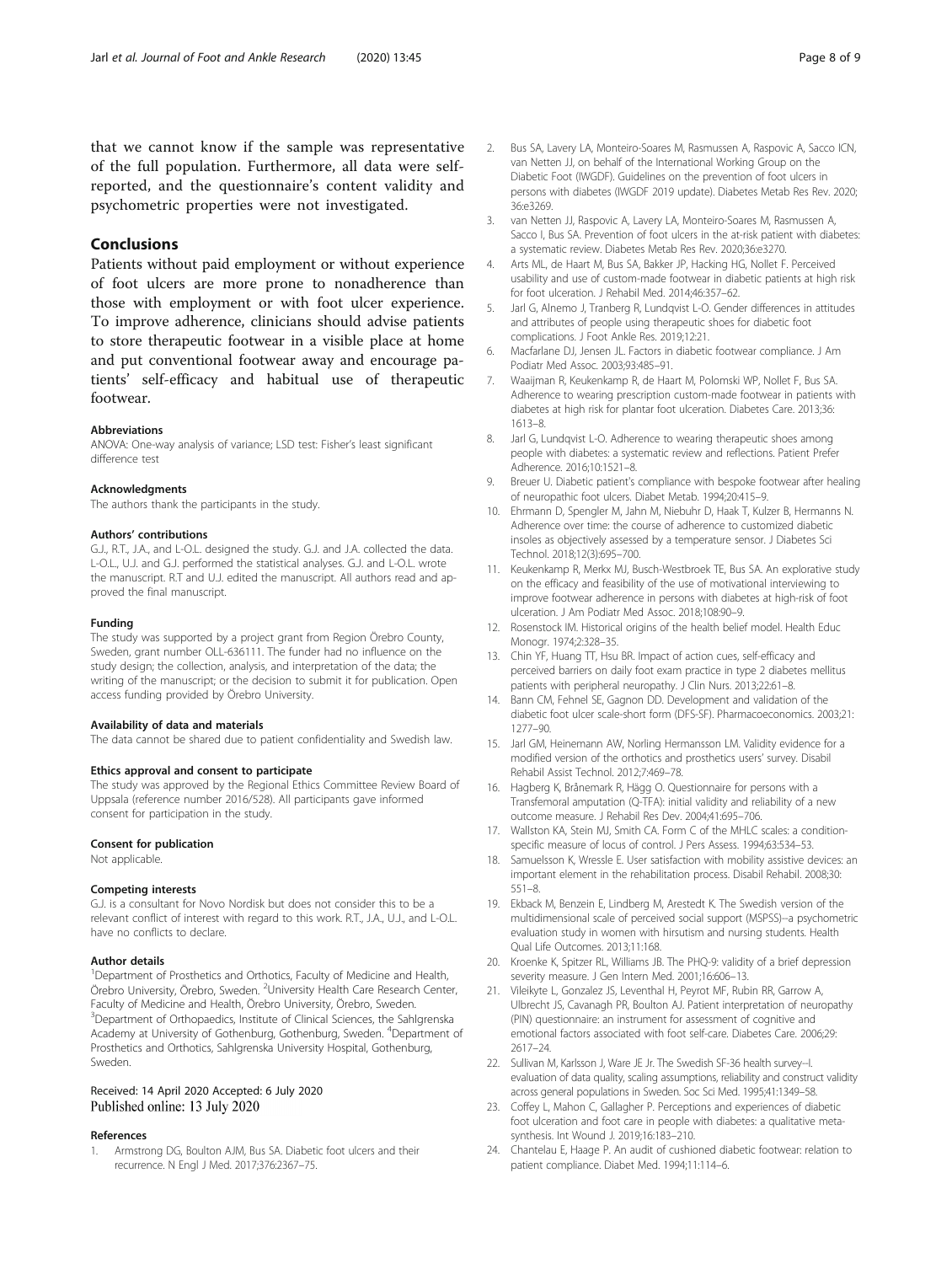that we cannot know if the sample was representative of the full population. Furthermore, all data were self-reported, and the questionnaire's content validity and psychometric properties were not investigated.

## Conclusions

Patients without paid employment or without experience of foot ulcers are more prone to nonadherence than those with employment or with foot ulcer experience. To improve adherence, clinicians should advise patients to store therapeutic footwear in a visible place at home and put conventional footwear away and encourage patients' self-efficacy and habitual use of therapeutic footwear.

#### Abbreviations

ANOVA: One-way analysis of variance; LSD test: Fisher's least significant difference test

#### Acknowledgments

The authors thank the participants in the study.

#### Authors' contributions

G.J., R.T., J.A., and L-O.L. designed the study. G.J. and J.A. collected the data. L-O.L., U.J. and G.J. performed the statistical analyses. G.J. and L-O.L. wrote the manuscript. R.T and U.J. edited the manuscript. All authors read and approved the final manuscript.

#### Funding

The study was supported by a project grant from Region Örebro County, Sweden, grant number OLL-636111. The funder had no influence on the study design; the collection, analysis, and interpretation of the data; the writing of the manuscript; or the decision to submit it for publication. Open access funding provided by Örebro University.

#### Availability of data and materials

The data cannot be shared due to patient confidentiality and Swedish law.

#### Ethics approval and consent to participate

The study was approved by the Regional Ethics Committee Review Board of Uppsala (reference number 2016/528). All participants gave informed consent for participation in the study.

#### Consent for publication

Not applicable.

#### Competing interests

G.J. is a consultant for Novo Nordisk but does not consider this to be a relevant conflict of interest with regard to this work. R.T., J.A., U.J., and L-O.L. have no conflicts to declare.

#### Author details

[1]Department of Prosthetics and Orthotics, Faculty of Medicine and Health, Örebro University, Örebro, Sweden. [2]University Health Care Research Center, Faculty of Medicine and Health, Örebro University, Örebro, Sweden. [3]Department of Orthopaedics, Institute of Clinical Sciences, the Sahlgrenska Academy at University of Gothenburg, Gothenburg, Sweden. [4]Department of Prosthetics and Orthotics, Sahlgrenska University Hospital, Gothenburg, Sweden.

Received: 14 April 2020 Accepted: 6 July 2020
Published online: 13 July 2020

#### References

1. Armstrong DG, Boulton AJM, Bus SA. Diabetic foot ulcers and their recurrence. N Engl J Med. 2017;376:2367–75.
2. Bus SA, Lavery LA, Monteiro-Soares M, Rasmussen A, Raspovic A, Sacco ICN, van Netten JJ, on behalf of the International Working Group on the Diabetic Foot (IWGDF). Guidelines on the prevention of foot ulcers in persons with diabetes (IWGDF 2019 update). Diabetes Metab Res Rev. 2020; 36:e3269.
3. van Netten JJ, Raspovic A, Lavery LA, Monteiro-Soares M, Rasmussen A, Sacco I, Bus SA. Prevention of foot ulcers in the at-risk patient with diabetes: a systematic review. Diabetes Metab Res Rev. 2020;36:e3270.
4. Arts ML, de Haart M, Bus SA, Bakker JP, Hacking HG, Nollet F. Perceived usability and use of custom-made footwear in diabetic patients at high risk for foot ulceration. J Rehabil Med. 2014;46:357–62.
5. Jarl G, Alnemo J, Tranberg R, Lundqvist L-O. Gender differences in attitudes and attributes of people using therapeutic shoes for diabetic foot complications. J Foot Ankle Res. 2019;12:21.
6. Macfarlane DJ, Jensen JL. Factors in diabetic footwear compliance. J Am Podiatr Med Assoc. 2003;93:485–91.
7. Waaijman R, Keukenkamp R, de Haart M, Polomski WP, Nollet F, Bus SA. Adherence to wearing prescription custom-made footwear in patients with diabetes at high risk for plantar foot ulceration. Diabetes Care. 2013;36: 1613–8.
8. Jarl G, Lundqvist L-O. Adherence to wearing therapeutic shoes among people with diabetes: a systematic review and reflections. Patient Prefer Adherence. 2016;10:1521–8.
9. Breuer U. Diabetic patient's compliance with bespoke footwear after healing of neuropathic foot ulcers. Diabet Metab. 1994;20:415–9.
10. Ehrmann D, Spengler M, Jahn M, Niebuhr D, Haak T, Kulzer B, Hermanns N. Adherence over time: the course of adherence to customized diabetic insoles as objectively assessed by a temperature sensor. J Diabetes Sci Technol. 2018;12(3):695–700.
11. Keukenkamp R, Merkx MJ, Busch-Westbroek TE, Bus SA. An explorative study on the efficacy and feasibility of the use of motivational interviewing to improve footwear adherence in persons with diabetes at high-risk of foot ulceration. J Am Podiatr Med Assoc. 2018;108:90–9.
12. Rosenstock IM. Historical origins of the health belief model. Health Educ Monogr. 1974;2:328–35.
13. Chin YF, Huang TT, Hsu BR. Impact of action cues, self-efficacy and perceived barriers on daily foot exam practice in type 2 diabetes mellitus patients with peripheral neuropathy. J Clin Nurs. 2013;22:61–8.
14. Bann CM, Fehnel SE, Gagnon DD. Development and validation of the diabetic foot ulcer scale-short form (DFS-SF). Pharmacoeconomics. 2003;21: 1277–90.
15. Jarl GM, Heinemann AW, Norling Hermansson LM. Validity evidence for a modified version of the orthotics and prosthetics users' survey. Disabil Rehabil Assist Technol. 2012;7:469–78.
16. Hagberg K, Brånemark R, Hägg O. Questionnaire for persons with a Transfemoral amputation (Q-TFA): initial validity and reliability of a new outcome measure. J Rehabil Res Dev. 2004;41:695–706.
17. Wallston KA, Stein MJ, Smith CA. Form C of the MHLC scales: a condition-specific measure of locus of control. J Pers Assess. 1994;63:534–53.
18. Samuelsson K, Wressle E. User satisfaction with mobility assistive devices: an important element in the rehabilitation process. Disabil Rehabil. 2008;30: 551–8.
19. Ekback M, Benzein E, Lindberg M, Arestedt K. The Swedish version of the multidimensional scale of perceived social support (MSPSS)--a psychometric evaluation study in women with hirsutism and nursing students. Health Qual Life Outcomes. 2013;11:168.
20. Kroenke K, Spitzer RL, Williams JB. The PHQ-9: validity of a brief depression severity measure. J Gen Intern Med. 2001;16:606–13.
21. Vileikyte L, Gonzalez JS, Leventhal H, Peyrot MF, Rubin RR, Garrow A, Ulbrecht JS, Cavanagh PR, Boulton AJ. Patient interpretation of neuropathy (PIN) questionnaire: an instrument for assessment of cognitive and emotional factors associated with foot self-care. Diabetes Care. 2006;29: 2617–24.
22. Sullivan M, Karlsson J, Ware JE Jr. The Swedish SF-36 health survey--I. evaluation of data quality, scaling assumptions, reliability and construct validity across general populations in Sweden. Soc Sci Med. 1995;41:1349–58.
23. Coffey L, Mahon C, Gallagher P. Perceptions and experiences of diabetic foot ulceration and foot care in people with diabetes: a qualitative meta-synthesis. Int Wound J. 2019;16:183–210.
24. Chantelau E, Haage P. An audit of cushioned diabetic footwear: relation to patient compliance. Diabet Med. 1994;11:114–6.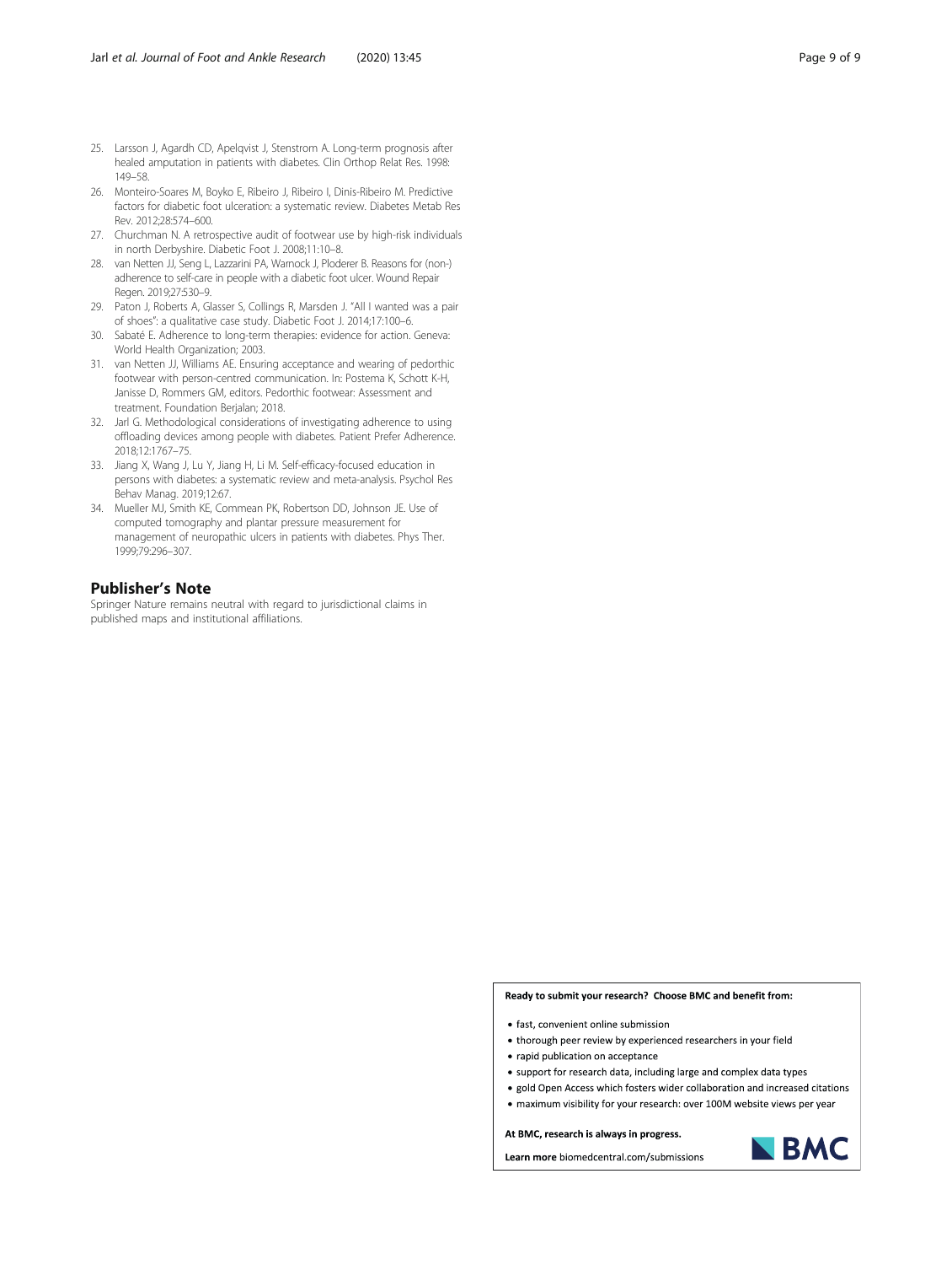25. Larsson J, Agardh CD, Apelqvist J, Stenstrom A. Long-term prognosis after healed amputation in patients with diabetes. Clin Orthop Relat Res. 1998: 149–58.
26. Monteiro-Soares M, Boyko E, Ribeiro J, Ribeiro I, Dinis-Ribeiro M. Predictive factors for diabetic foot ulceration: a systematic review. Diabetes Metab Res Rev. 2012;28:574–600.
27. Churchman N. A retrospective audit of footwear use by high-risk individuals in north Derbyshire. Diabetic Foot J. 2008;11:10–8.
28. van Netten JJ, Seng L, Lazzarini PA, Warnock J, Ploderer B. Reasons for (non-) adherence to self-care in people with a diabetic foot ulcer. Wound Repair Regen. 2019;27:530–9.
29. Paton J, Roberts A, Glasser S, Collings R, Marsden J. "All I wanted was a pair of shoes": a qualitative case study. Diabetic Foot J. 2014;17:100–6.
30. Sabaté E. Adherence to long-term therapies: evidence for action. Geneva: World Health Organization; 2003.
31. van Netten JJ, Williams AE. Ensuring acceptance and wearing of pedorthic footwear with person-centred communication. In: Postema K, Schott K-H, Janisse D, Rommers GM, editors. Pedorthic footwear: Assessment and treatment. Foundation Berjalan; 2018.
32. Jarl G. Methodological considerations of investigating adherence to using offloading devices among people with diabetes. Patient Prefer Adherence. 2018;12:1767–75.
33. Jiang X, Wang J, Lu Y, Jiang H, Li M. Self-efficacy-focused education in persons with diabetes: a systematic review and meta-analysis. Psychol Res Behav Manag. 2019;12:67.
34. Mueller MJ, Smith KE, Commean PK, Robertson DD, Johnson JE. Use of computed tomography and plantar pressure measurement for management of neuropathic ulcers in patients with diabetes. Phys Ther. 1999;79:296–307.

## Publisher's Note

Springer Nature remains neutral with regard to jurisdictional claims in published maps and institutional affiliations.

**Ready to submit your research? Choose BMC and benefit from:**

- fast, convenient online submission
- thorough peer review by experienced researchers in your field
- rapid publication on acceptance
- support for research data, including large and complex data types
- gold Open Access which fosters wider collaboration and increased citations
- maximum visibility for your research: over 100M website views per year

**At BMC, research is always in progress.**

**Learn more** biomedcentral.com/submissions

BMC